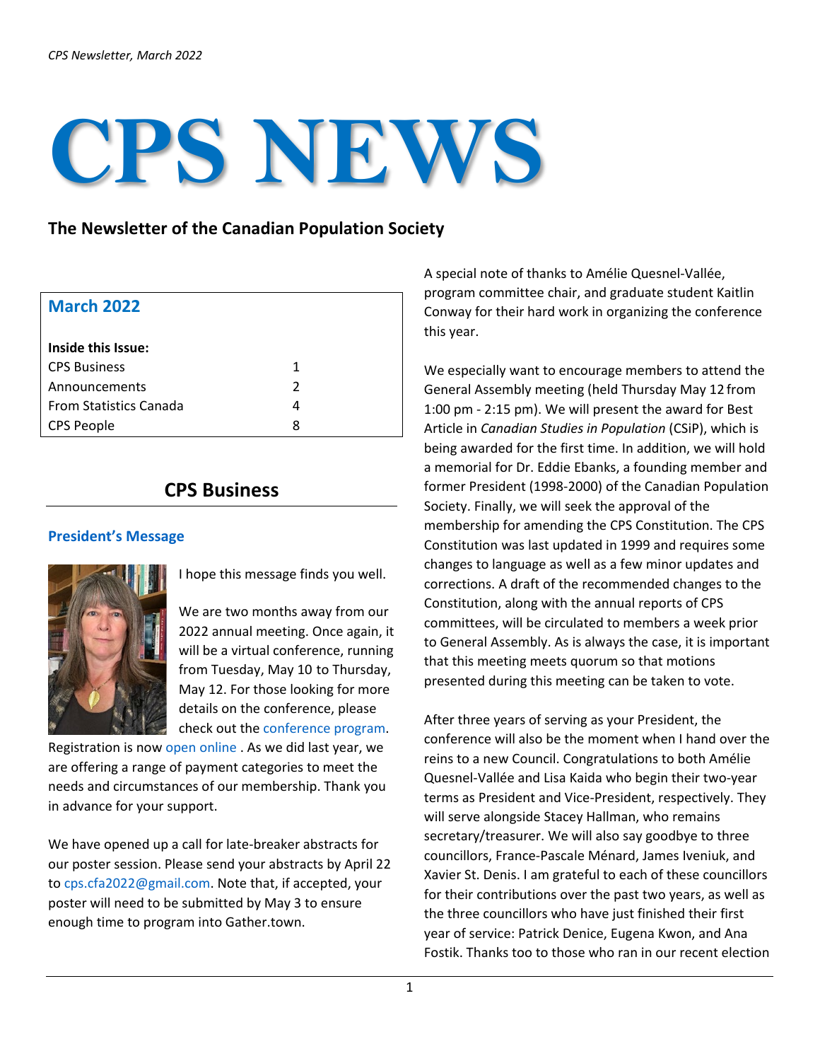# CPS NEWS

**The Newsletter of the Canadian Population Society**

## March 2022

**Inside this Issue:**

| | |
|---|---|
| CPS Business | 1 |
| Announcements | 2 |
| From Statistics Canada | 4 |
| CPS People | 8 |

## CPS Business

### President's Message

I hope this message finds you well.

We are two months away from our 2022 annual meeting. Once again, it will be a virtual conference, running from Tuesday, May 10 to Thursday, May 12. For those looking for more details on the conference, please check out the conference program. Registration is now open online . As we did last year, we are offering a range of payment categories to meet the needs and circumstances of our membership. Thank you in advance for your support.

We have opened up a call for late-breaker abstracts for our poster session. Please send your abstracts by April 22 to cps.cfa2022@gmail.com. Note that, if accepted, your poster will need to be submitted by May 3 to ensure enough time to program into Gather.town.

A special note of thanks to Amélie Quesnel-Vallée, program committee chair, and graduate student Kaitlin Conway for their hard work in organizing the conference this year.

We especially want to encourage members to attend the General Assembly meeting (held Thursday May 12 from 1:00 pm - 2:15 pm). We will present the award for Best Article in *Canadian Studies in Population* (CSiP), which is being awarded for the first time. In addition, we will hold a memorial for Dr. Eddie Ebanks, a founding member and former President (1998-2000) of the Canadian Population Society. Finally, we will seek the approval of the membership for amending the CPS Constitution. The CPS Constitution was last updated in 1999 and requires some changes to language as well as a few minor updates and corrections. A draft of the recommended changes to the Constitution, along with the annual reports of CPS committees, will be circulated to members a week prior to General Assembly. As is always the case, it is important that this meeting meets quorum so that motions presented during this meeting can be taken to vote.

After three years of serving as your President, the conference will also be the moment when I hand over the reins to a new Council. Congratulations to both Amélie Quesnel-Vallée and Lisa Kaida who begin their two-year terms as President and Vice-President, respectively. They will serve alongside Stacey Hallman, who remains secretary/treasurer. We will also say goodbye to three councillors, France-Pascale Ménard, James Iveniuk, and Xavier St. Denis. I am grateful to each of these councillors for their contributions over the past two years, as well as the three councillors who have just finished their first year of service: Patrick Denice, Eugena Kwon, and Ana Fostik. Thanks too to those who ran in our recent election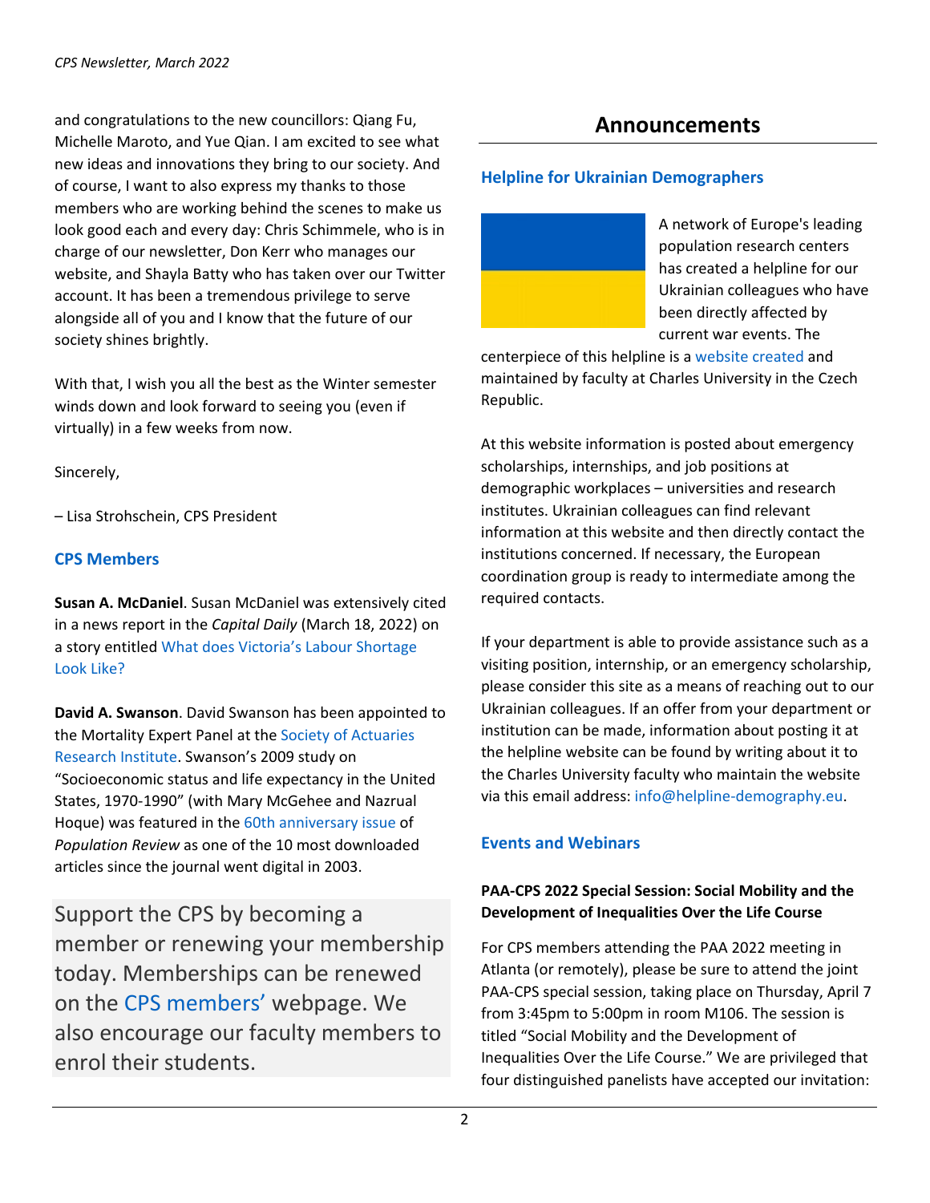and congratulations to the new councillors: Qiang Fu, Michelle Maroto, and Yue Qian. I am excited to see what new ideas and innovations they bring to our society. And of course, I want to also express my thanks to those members who are working behind the scenes to make us look good each and every day: Chris Schimmele, who is in charge of our newsletter, Don Kerr who manages our website, and Shayla Batty who has taken over our Twitter account. It has been a tremendous privilege to serve alongside all of you and I know that the future of our society shines brightly.

With that, I wish you all the best as the Winter semester winds down and look forward to seeing you (even if virtually) in a few weeks from now.

Sincerely,

– Lisa Strohschein, CPS President

### CPS Members

**Susan A. McDaniel**. Susan McDaniel was extensively cited in a news report in the *Capital Daily* (March 18, 2022) on a story entitled What does Victoria's Labour Shortage Look Like?

**David A. Swanson**. David Swanson has been appointed to the Mortality Expert Panel at the Society of Actuaries Research Institute. Swanson's 2009 study on "Socioeconomic status and life expectancy in the United States, 1970-1990" (with Mary McGehee and Nazrual Hoque) was featured in the 60th anniversary issue of *Population Review* as one of the 10 most downloaded articles since the journal went digital in 2003.

Support the CPS by becoming a member or renewing your membership today. Memberships can be renewed on the CPS members' webpage. We also encourage our faculty members to enrol their students.

## Announcements

### Helpline for Ukrainian Demographers

A network of Europe's leading population research centers has created a helpline for our Ukrainian colleagues who have been directly affected by current war events. The centerpiece of this helpline is a website created and maintained by faculty at Charles University in the Czech Republic.

At this website information is posted about emergency scholarships, internships, and job positions at demographic workplaces – universities and research institutes. Ukrainian colleagues can find relevant information at this website and then directly contact the institutions concerned. If necessary, the European coordination group is ready to intermediate among the required contacts.

If your department is able to provide assistance such as a visiting position, internship, or an emergency scholarship, please consider this site as a means of reaching out to our Ukrainian colleagues. If an offer from your department or institution can be made, information about posting it at the helpline website can be found by writing about it to the Charles University faculty who maintain the website via this email address: info@helpline-demography.eu.

### Events and Webinars

**PAA-CPS 2022 Special Session: Social Mobility and the Development of Inequalities Over the Life Course**

For CPS members attending the PAA 2022 meeting in Atlanta (or remotely), please be sure to attend the joint PAA-CPS special session, taking place on Thursday, April 7 from 3:45pm to 5:00pm in room M106. The session is titled "Social Mobility and the Development of Inequalities Over the Life Course." We are privileged that four distinguished panelists have accepted our invitation: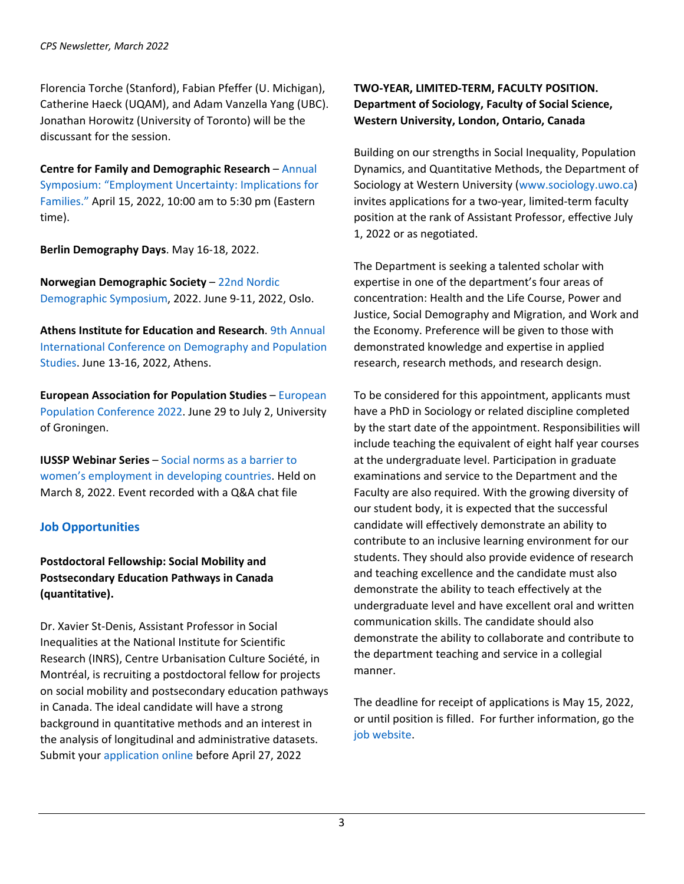Florencia Torche (Stanford), Fabian Pfeffer (U. Michigan), Catherine Haeck (UQAM), and Adam Vanzella Yang (UBC). Jonathan Horowitz (University of Toronto) will be the discussant for the session.

**Centre for Family and Demographic Research** – Annual Symposium: "Employment Uncertainty: Implications for Families." April 15, 2022, 10:00 am to 5:30 pm (Eastern time).

**Berlin Demography Days**. May 16-18, 2022.

**Norwegian Demographic Society** – 22nd Nordic Demographic Symposium, 2022. June 9-11, 2022, Oslo.

**Athens Institute for Education and Research**. 9th Annual International Conference on Demography and Population Studies. June 13-16, 2022, Athens.

**European Association for Population Studies** – European Population Conference 2022. June 29 to July 2, University of Groningen.

**IUSSP Webinar Series** – Social norms as a barrier to women's employment in developing countries. Held on March 8, 2022. Event recorded with a Q&A chat file

## Job Opportunities

**Postdoctoral Fellowship: Social Mobility and Postsecondary Education Pathways in Canada (quantitative).**

Dr. Xavier St-Denis, Assistant Professor in Social Inequalities at the National Institute for Scientific Research (INRS), Centre Urbanisation Culture Société, in Montréal, is recruiting a postdoctoral fellow for projects on social mobility and postsecondary education pathways in Canada. The ideal candidate will have a strong background in quantitative methods and an interest in the analysis of longitudinal and administrative datasets. Submit your application online before April 27, 2022

**TWO-YEAR, LIMITED-TERM, FACULTY POSITION. Department of Sociology, Faculty of Social Science, Western University, London, Ontario, Canada**

Building on our strengths in Social Inequality, Population Dynamics, and Quantitative Methods, the Department of Sociology at Western University (www.sociology.uwo.ca) invites applications for a two-year, limited-term faculty position at the rank of Assistant Professor, effective July 1, 2022 or as negotiated.

The Department is seeking a talented scholar with expertise in one of the department's four areas of concentration: Health and the Life Course, Power and Justice, Social Demography and Migration, and Work and the Economy. Preference will be given to those with demonstrated knowledge and expertise in applied research, research methods, and research design.

To be considered for this appointment, applicants must have a PhD in Sociology or related discipline completed by the start date of the appointment. Responsibilities will include teaching the equivalent of eight half year courses at the undergraduate level. Participation in graduate examinations and service to the Department and the Faculty are also required. With the growing diversity of our student body, it is expected that the successful candidate will effectively demonstrate an ability to contribute to an inclusive learning environment for our students. They should also provide evidence of research and teaching excellence and the candidate must also demonstrate the ability to teach effectively at the undergraduate level and have excellent oral and written communication skills. The candidate should also demonstrate the ability to collaborate and contribute to the department teaching and service in a collegial manner.

The deadline for receipt of applications is May 15, 2022, or until position is filled. For further information, go the job website.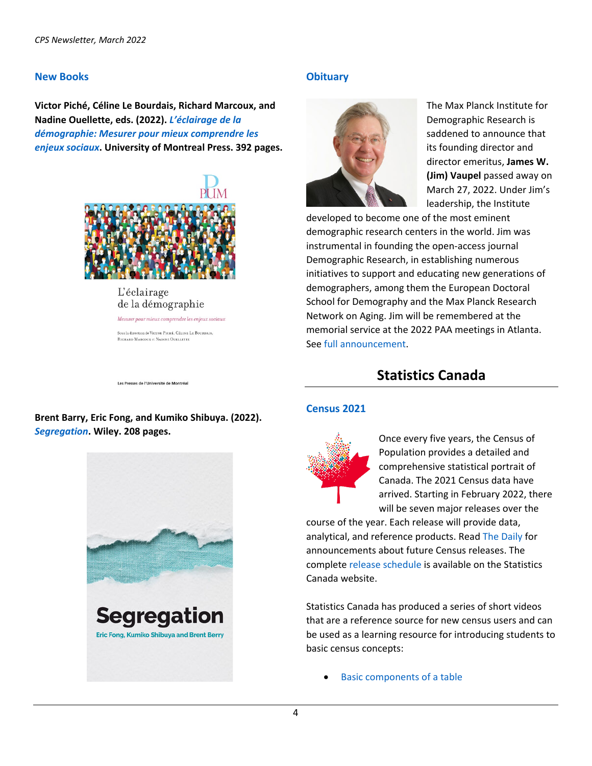## New Books

**Victor Piché, Céline Le Bourdais, Richard Marcoux, and Nadine Ouellette, eds. (2022). *L'éclairage de la démographie: Mesurer pour mieux comprendre les enjeux sociaux*. University of Montreal Press. 392 pages.**

**Brent Barry, Eric Fong, and Kumiko Shibuya. (2022). *Segregation*. Wiley. 208 pages.**

## Obituary

The Max Planck Institute for Demographic Research is saddened to announce that its founding director and director emeritus, **James W. (Jim) Vaupel** passed away on March 27, 2022. Under Jim's leadership, the Institute developed to become one of the most eminent demographic research centers in the world. Jim was instrumental in founding the open-access journal Demographic Research, in establishing numerous initiatives to support and educating new generations of demographers, among them the European Doctoral School for Demography and the Max Planck Research Network on Aging. Jim will be remembered at the memorial service at the 2022 PAA meetings in Atlanta. See full announcement.

# Statistics Canada

## Census 2021

Once every five years, the Census of Population provides a detailed and comprehensive statistical portrait of Canada. The 2021 Census data have arrived. Starting in February 2022, there will be seven major releases over the course of the year. Each release will provide data, analytical, and reference products. Read The Daily for announcements about future Census releases. The complete release schedule is available on the Statistics Canada website.

Statistics Canada has produced a series of short videos that are a reference source for new census users and can be used as a learning resource for introducing students to basic census concepts:

- Basic components of a table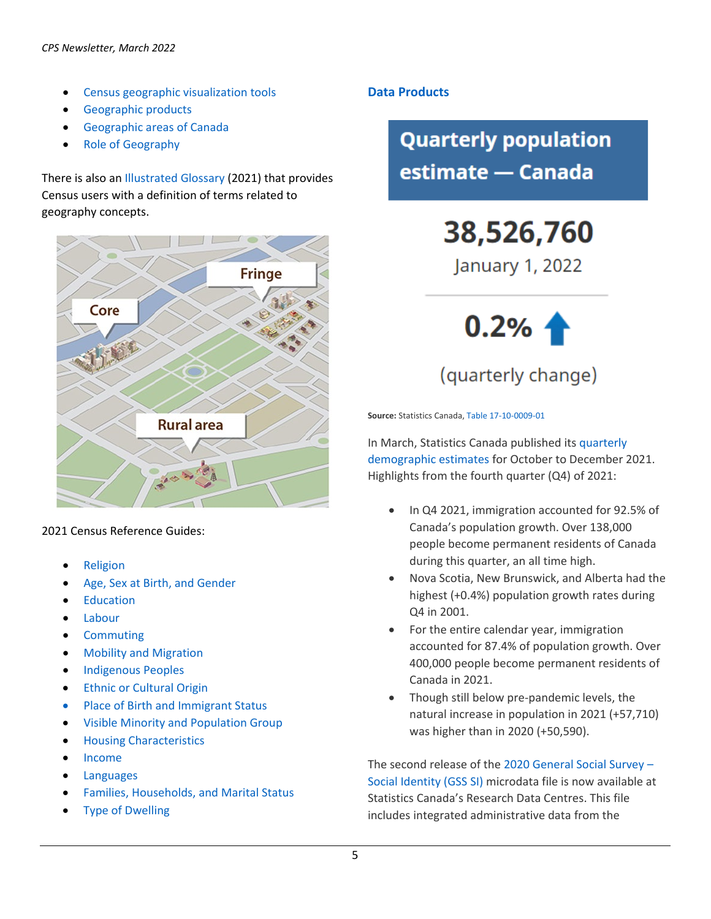- Census geographic visualization tools
- Geographic products
- Geographic areas of Canada
- Role of Geography

There is also an Illustrated Glossary (2021) that provides Census users with a definition of terms related to geography concepts.

2021 Census Reference Guides:

- Religion
- Age, Sex at Birth, and Gender
- Education
- Labour
- Commuting
- Mobility and Migration
- Indigenous Peoples
- Ethnic or Cultural Origin
- Place of Birth and Immigrant Status
- Visible Minority and Population Group
- Housing Characteristics
- Income
- Languages
- Families, Households, and Marital Status
- Type of Dwelling

## Data Products

**Quarterly population estimate — Canada**

**38,526,760**

January 1, 2022

**0.2%** ↑

(quarterly change)

**Source:** Statistics Canada, Table 17-10-0009-01

In March, Statistics Canada published its quarterly demographic estimates for October to December 2021. Highlights from the fourth quarter (Q4) of 2021:

- In Q4 2021, immigration accounted for 92.5% of Canada's population growth. Over 138,000 people become permanent residents of Canada during this quarter, an all time high.
- Nova Scotia, New Brunswick, and Alberta had the highest (+0.4%) population growth rates during Q4 in 2001.
- For the entire calendar year, immigration accounted for 87.4% of population growth. Over 400,000 people become permanent residents of Canada in 2021.
- Though still below pre-pandemic levels, the natural increase in population in 2021 (+57,710) was higher than in 2020 (+50,590).

The second release of the 2020 General Social Survey – Social Identity (GSS SI) microdata file is now available at Statistics Canada's Research Data Centres. This file includes integrated administrative data from the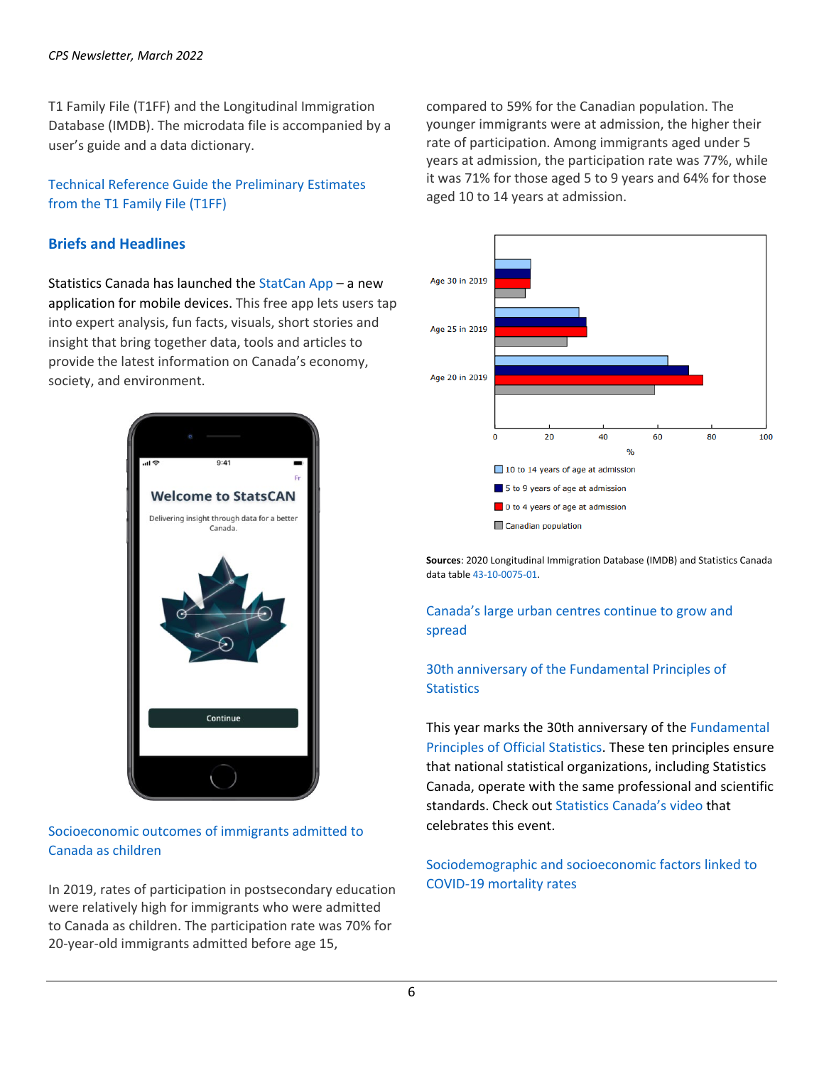T1 Family File (T1FF) and the Longitudinal Immigration Database (IMDB). The microdata file is accompanied by a user's guide and a data dictionary.

Technical Reference Guide the Preliminary Estimates from the T1 Family File (T1FF)

## Briefs and Headlines

Statistics Canada has launched the StatCan App – a new application for mobile devices. This free app lets users tap into expert analysis, fun facts, visuals, short stories and insight that bring together data, tools and articles to provide the latest information on Canada's economy, society, and environment.

Socioeconomic outcomes of immigrants admitted to Canada as children

In 2019, rates of participation in postsecondary education were relatively high for immigrants who were admitted to Canada as children. The participation rate was 70% for 20-year-old immigrants admitted before age 15, compared to 59% for the Canadian population. The younger immigrants were at admission, the higher their rate of participation. Among immigrants aged under 5 years at admission, the participation rate was 77%, while it was 71% for those aged 5 to 9 years and 64% for those aged 10 to 14 years at admission.

**Sources**: 2020 Longitudinal Immigration Database (IMDB) and Statistics Canada data table 43-10-0075-01.

Canada's large urban centres continue to grow and spread

30th anniversary of the Fundamental Principles of Statistics

This year marks the 30th anniversary of the Fundamental Principles of Official Statistics. These ten principles ensure that national statistical organizations, including Statistics Canada, operate with the same professional and scientific standards. Check out Statistics Canada's video that celebrates this event.

Sociodemographic and socioeconomic factors linked to COVID-19 mortality rates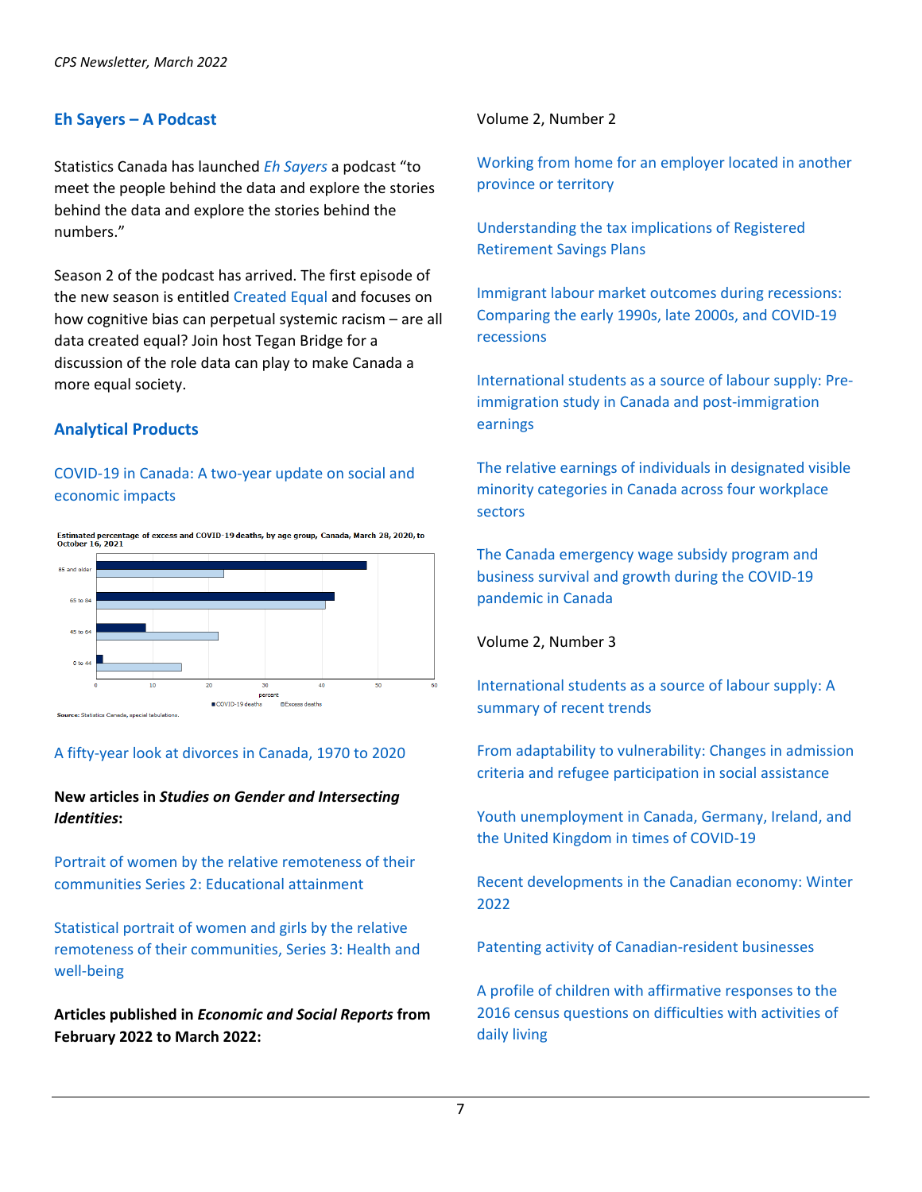## Eh Sayers – A Podcast

Statistics Canada has launched *Eh Sayers* a podcast "to meet the people behind the data and explore the stories behind the data and explore the stories behind the numbers."

Season 2 of the podcast has arrived. The first episode of the new season is entitled Created Equal and focuses on how cognitive bias can perpetual systemic racism – are all data created equal? Join host Tegan Bridge for a discussion of the role data can play to make Canada a more equal society.

## Analytical Products

COVID-19 in Canada: A two-year update on social and economic impacts

Estimated percentage of excess and COVID-19 deaths, by age group, Canada, March 28, 2020, to October 16, 2021

Source: Statistics Canada, special tabulations.

A fifty-year look at divorces in Canada, 1970 to 2020

**New articles in *Studies on Gender and Intersecting Identities*:**

Portrait of women by the relative remoteness of their communities Series 2: Educational attainment

Statistical portrait of women and girls by the relative remoteness of their communities, Series 3: Health and well-being

**Articles published in *Economic and Social Reports* from February 2022 to March 2022:**

Volume 2, Number 2

Working from home for an employer located in another province or territory

Understanding the tax implications of Registered Retirement Savings Plans

Immigrant labour market outcomes during recessions: Comparing the early 1990s, late 2000s, and COVID-19 recessions

International students as a source of labour supply: Pre-immigration study in Canada and post-immigration earnings

The relative earnings of individuals in designated visible minority categories in Canada across four workplace sectors

The Canada emergency wage subsidy program and business survival and growth during the COVID-19 pandemic in Canada

Volume 2, Number 3

International students as a source of labour supply: A summary of recent trends

From adaptability to vulnerability: Changes in admission criteria and refugee participation in social assistance

Youth unemployment in Canada, Germany, Ireland, and the United Kingdom in times of COVID-19

Recent developments in the Canadian economy: Winter 2022

Patenting activity of Canadian-resident businesses

A profile of children with affirmative responses to the 2016 census questions on difficulties with activities of daily living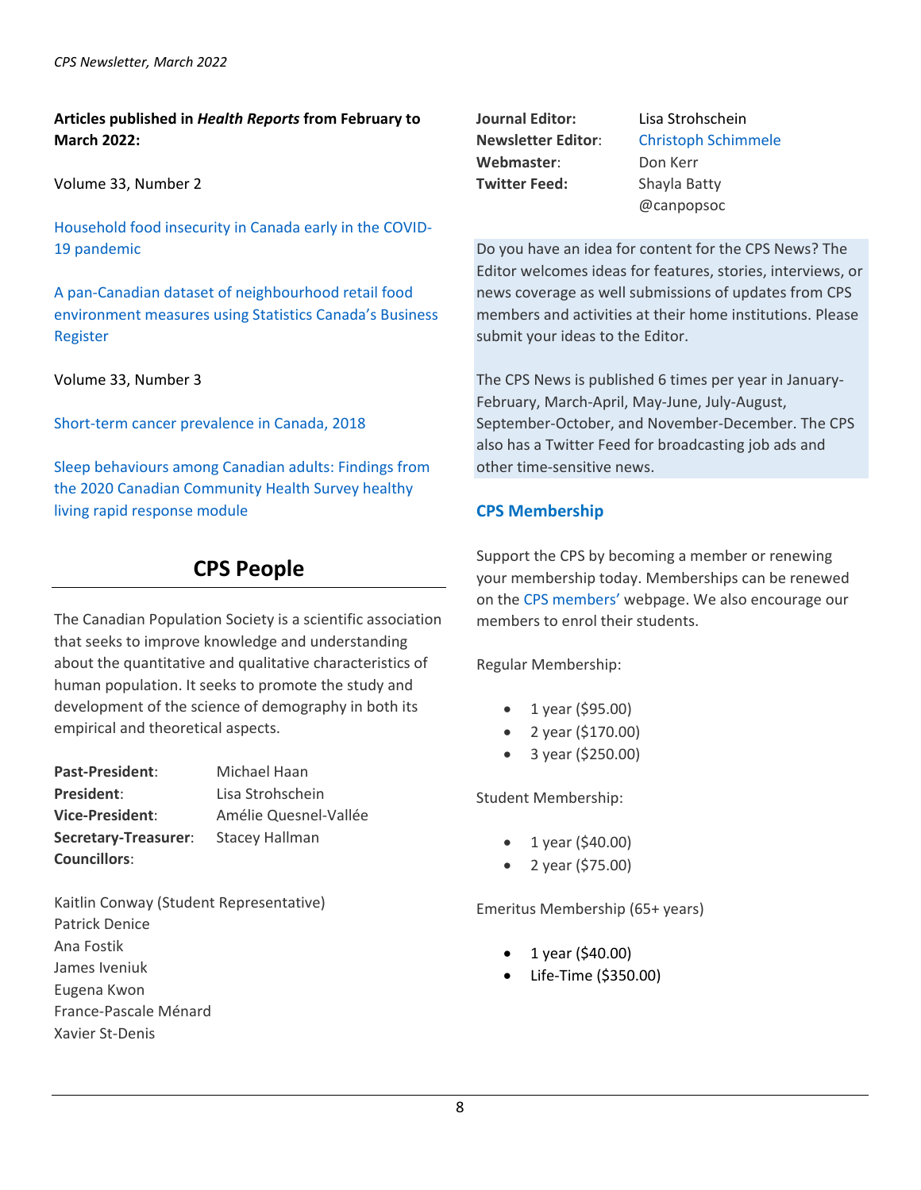**Articles published in *Health Reports* from February to March 2022:**

Volume 33, Number 2

Household food insecurity in Canada early in the COVID-19 pandemic

A pan-Canadian dataset of neighbourhood retail food environment measures using Statistics Canada's Business Register

Volume 33, Number 3

Short-term cancer prevalence in Canada, 2018

Sleep behaviours among Canadian adults: Findings from the 2020 Canadian Community Health Survey healthy living rapid response module

## CPS People

The Canadian Population Society is a scientific association that seeks to improve knowledge and understanding about the quantitative and qualitative characteristics of human population. It seeks to promote the study and development of the science of demography in both its empirical and theoretical aspects.

**Past-President**: Michael Haan
**President**: Lisa Strohschein
**Vice-President**: Amélie Quesnel-Vallée
**Secretary-Treasurer**: Stacey Hallman
**Councillors**:

Kaitlin Conway (Student Representative)
Patrick Denice
Ana Fostik
James Iveniuk
Eugena Kwon
France-Pascale Ménard
Xavier St-Denis

**Journal Editor:** Lisa Strohschein
**Newsletter Editor**: Christoph Schimmele
**Webmaster**: Don Kerr
**Twitter Feed:** Shayla Batty @canpopsoc

Do you have an idea for content for the CPS News? The Editor welcomes ideas for features, stories, interviews, or news coverage as well submissions of updates from CPS members and activities at their home institutions. Please submit your ideas to the Editor.

The CPS News is published 6 times per year in January-February, March-April, May-June, July-August, September-October, and November-December. The CPS also has a Twitter Feed for broadcasting job ads and other time-sensitive news.

### CPS Membership

Support the CPS by becoming a member or renewing your membership today. Memberships can be renewed on the CPS members' webpage. We also encourage our members to enrol their students.

Regular Membership:

- 1 year ($95.00)
- 2 year ($170.00)
- 3 year ($250.00)

Student Membership:

- 1 year ($40.00)
- 2 year ($75.00)

Emeritus Membership (65+ years)

- 1 year ($40.00)
- Life-Time ($350.00)